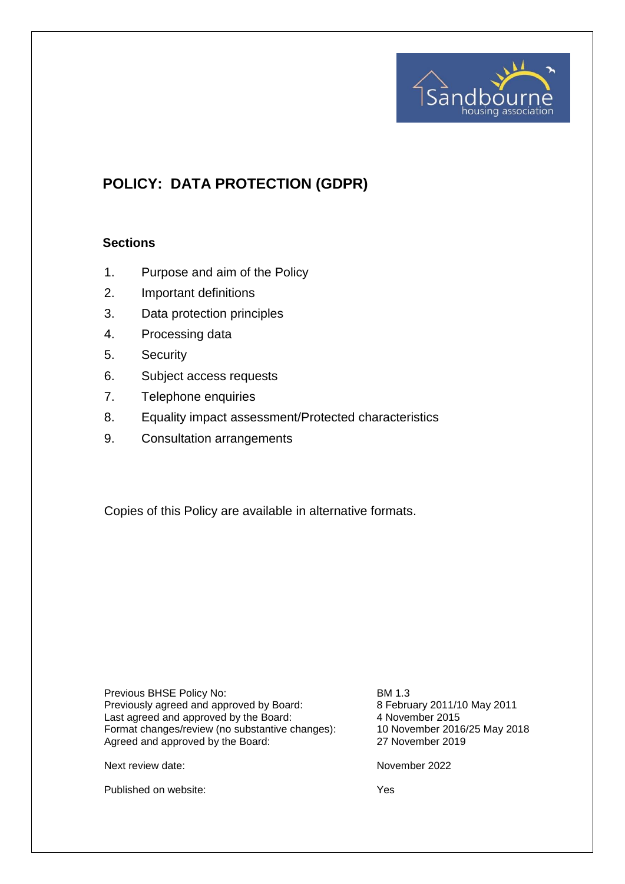# POLICY: DATA PROTECTION (GDPR)

**Sections**

1. Purpose and aim of the Policy
2. Important definitions
3. Data protection principles
4. Processing data
5. Security
6. Subject access requests
7. Telephone enquiries
8. Equality impact assessment/Protected characteristics
9. Consultation arrangements

Copies of this Policy are available in alternative formats.

| | |
|---|---|
| Previous BHSE Policy No: | BM 1.3 |
| Previously agreed and approved by Board: | 8 February 2011/10 May 2011 |
| Last agreed and approved by the Board: | 4 November 2015 |
| Format changes/review (no substantive changes): | 10 November 2016/25 May 2018 |
| Agreed and approved by the Board: | 27 November 2019 |
| Next review date: | November 2022 |
| Published on website: | Yes |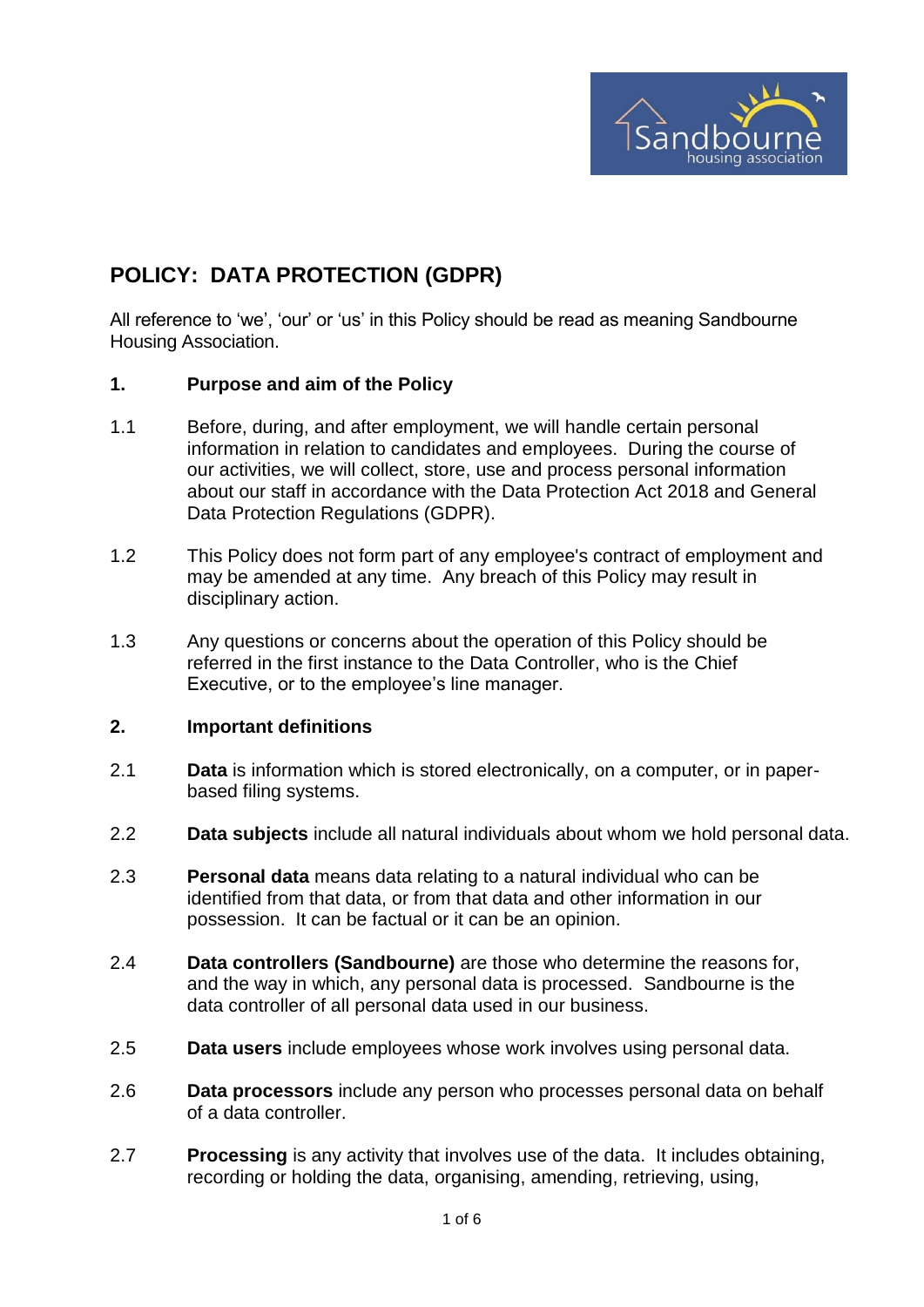# POLICY: DATA PROTECTION (GDPR)

All reference to 'we', 'our' or 'us' in this Policy should be read as meaning Sandbourne Housing Association.

## 1. Purpose and aim of the Policy

1.1 Before, during, and after employment, we will handle certain personal information in relation to candidates and employees. During the course of our activities, we will collect, store, use and process personal information about our staff in accordance with the Data Protection Act 2018 and General Data Protection Regulations (GDPR).

1.2 This Policy does not form part of any employee's contract of employment and may be amended at any time. Any breach of this Policy may result in disciplinary action.

1.3 Any questions or concerns about the operation of this Policy should be referred in the first instance to the Data Controller, who is the Chief Executive, or to the employee's line manager.

## 2. Important definitions

2.1 **Data** is information which is stored electronically, on a computer, or in paper-based filing systems.

2.2 **Data subjects** include all natural individuals about whom we hold personal data.

2.3 **Personal data** means data relating to a natural individual who can be identified from that data, or from that data and other information in our possession. It can be factual or it can be an opinion.

2.4 **Data controllers (Sandbourne)** are those who determine the reasons for, and the way in which, any personal data is processed. Sandbourne is the data controller of all personal data used in our business.

2.5 **Data users** include employees whose work involves using personal data.

2.6 **Data processors** include any person who processes personal data on behalf of a data controller.

2.7 **Processing** is any activity that involves use of the data. It includes obtaining, recording or holding the data, organising, amending, retrieving, using,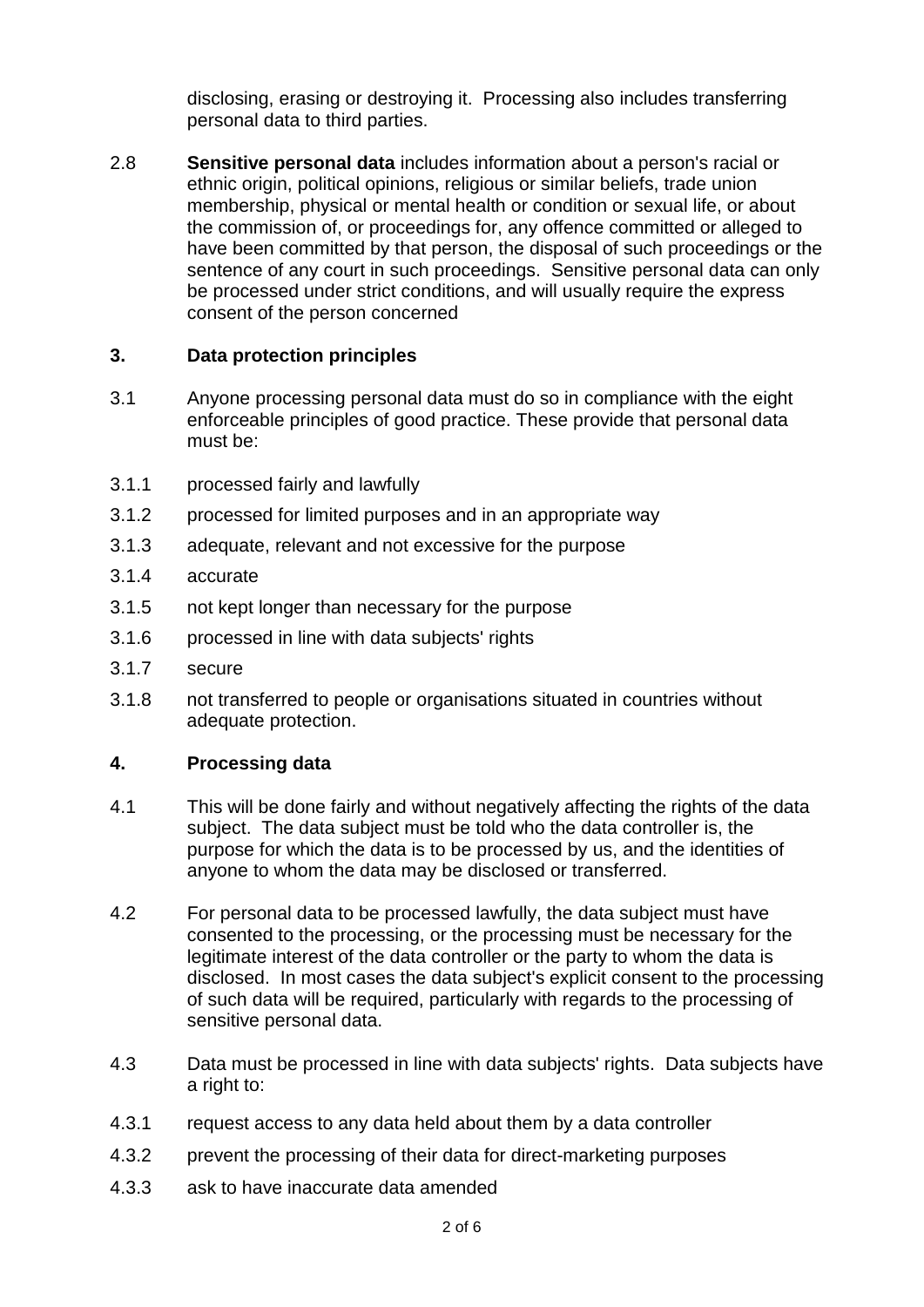disclosing, erasing or destroying it. Processing also includes transferring personal data to third parties.

2.8 **Sensitive personal data** includes information about a person's racial or ethnic origin, political opinions, religious or similar beliefs, trade union membership, physical or mental health or condition or sexual life, or about the commission of, or proceedings for, any offence committed or alleged to have been committed by that person, the disposal of such proceedings or the sentence of any court in such proceedings. Sensitive personal data can only be processed under strict conditions, and will usually require the express consent of the person concerned

## 3. Data protection principles

3.1 Anyone processing personal data must do so in compliance with the eight enforceable principles of good practice. These provide that personal data must be:

3.1.1 processed fairly and lawfully

3.1.2 processed for limited purposes and in an appropriate way

3.1.3 adequate, relevant and not excessive for the purpose

3.1.4 accurate

3.1.5 not kept longer than necessary for the purpose

3.1.6 processed in line with data subjects' rights

3.1.7 secure

3.1.8 not transferred to people or organisations situated in countries without adequate protection.

## 4. Processing data

4.1 This will be done fairly and without negatively affecting the rights of the data subject. The data subject must be told who the data controller is, the purpose for which the data is to be processed by us, and the identities of anyone to whom the data may be disclosed or transferred.

4.2 For personal data to be processed lawfully, the data subject must have consented to the processing, or the processing must be necessary for the legitimate interest of the data controller or the party to whom the data is disclosed. In most cases the data subject's explicit consent to the processing of such data will be required, particularly with regards to the processing of sensitive personal data.

4.3 Data must be processed in line with data subjects' rights. Data subjects have a right to:

4.3.1 request access to any data held about them by a data controller

4.3.2 prevent the processing of their data for direct-marketing purposes

4.3.3 ask to have inaccurate data amended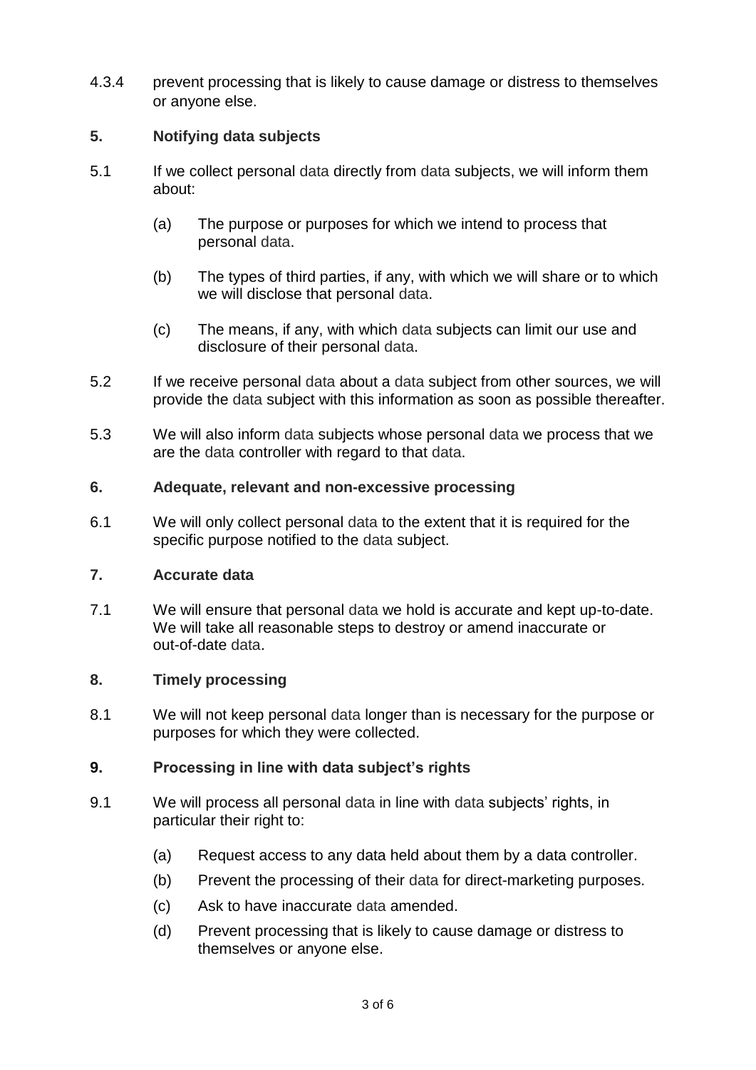4.3.4 prevent processing that is likely to cause damage or distress to themselves or anyone else.

## 5. Notifying data subjects

5.1 If we collect personal data directly from data subjects, we will inform them about:

(a) The purpose or purposes for which we intend to process that personal data.

(b) The types of third parties, if any, with which we will share or to which we will disclose that personal data.

(c) The means, if any, with which data subjects can limit our use and disclosure of their personal data.

5.2 If we receive personal data about a data subject from other sources, we will provide the data subject with this information as soon as possible thereafter.

5.3 We will also inform data subjects whose personal data we process that we are the data controller with regard to that data.

## 6. Adequate, relevant and non-excessive processing

6.1 We will only collect personal data to the extent that it is required for the specific purpose notified to the data subject.

## 7. Accurate data

7.1 We will ensure that personal data we hold is accurate and kept up-to-date. We will take all reasonable steps to destroy or amend inaccurate or out-of-date data.

## 8. Timely processing

8.1 We will not keep personal data longer than is necessary for the purpose or purposes for which they were collected.

## 9. Processing in line with data subject's rights

9.1 We will process all personal data in line with data subjects' rights, in particular their right to:

(a) Request access to any data held about them by a data controller.

(b) Prevent the processing of their data for direct-marketing purposes.

(c) Ask to have inaccurate data amended.

(d) Prevent processing that is likely to cause damage or distress to themselves or anyone else.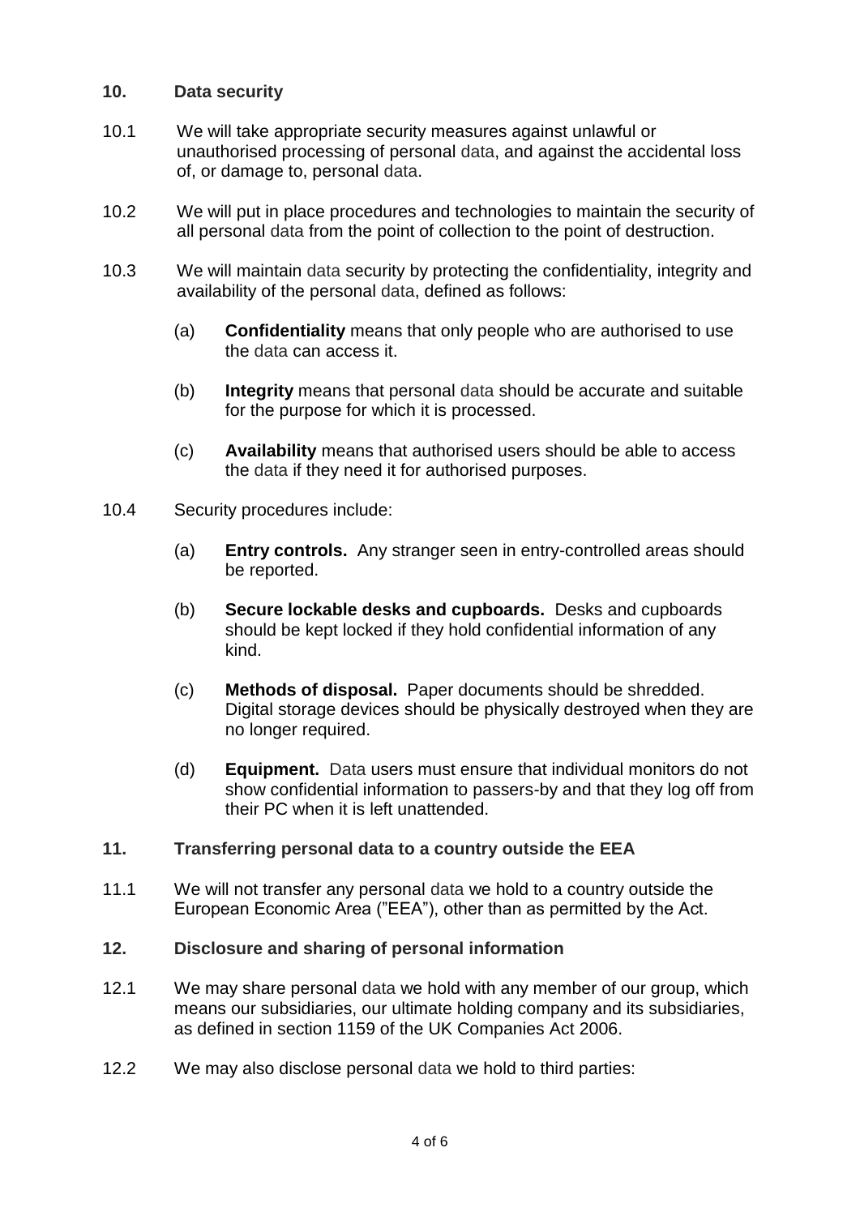## 10. Data security

10.1 We will take appropriate security measures against unlawful or unauthorised processing of personal data, and against the accidental loss of, or damage to, personal data.

10.2 We will put in place procedures and technologies to maintain the security of all personal data from the point of collection to the point of destruction.

10.3 We will maintain data security by protecting the confidentiality, integrity and availability of the personal data, defined as follows:

(a) **Confidentiality** means that only people who are authorised to use the data can access it.

(b) **Integrity** means that personal data should be accurate and suitable for the purpose for which it is processed.

(c) **Availability** means that authorised users should be able to access the data if they need it for authorised purposes.

10.4 Security procedures include:

(a) **Entry controls.** Any stranger seen in entry-controlled areas should be reported.

(b) **Secure lockable desks and cupboards.** Desks and cupboards should be kept locked if they hold confidential information of any kind.

(c) **Methods of disposal.** Paper documents should be shredded. Digital storage devices should be physically destroyed when they are no longer required.

(d) **Equipment.** Data users must ensure that individual monitors do not show confidential information to passers-by and that they log off from their PC when it is left unattended.

## 11. Transferring personal data to a country outside the EEA

11.1 We will not transfer any personal data we hold to a country outside the European Economic Area ("EEA"), other than as permitted by the Act.

## 12. Disclosure and sharing of personal information

12.1 We may share personal data we hold with any member of our group, which means our subsidiaries, our ultimate holding company and its subsidiaries, as defined in section 1159 of the UK Companies Act 2006.

12.2 We may also disclose personal data we hold to third parties: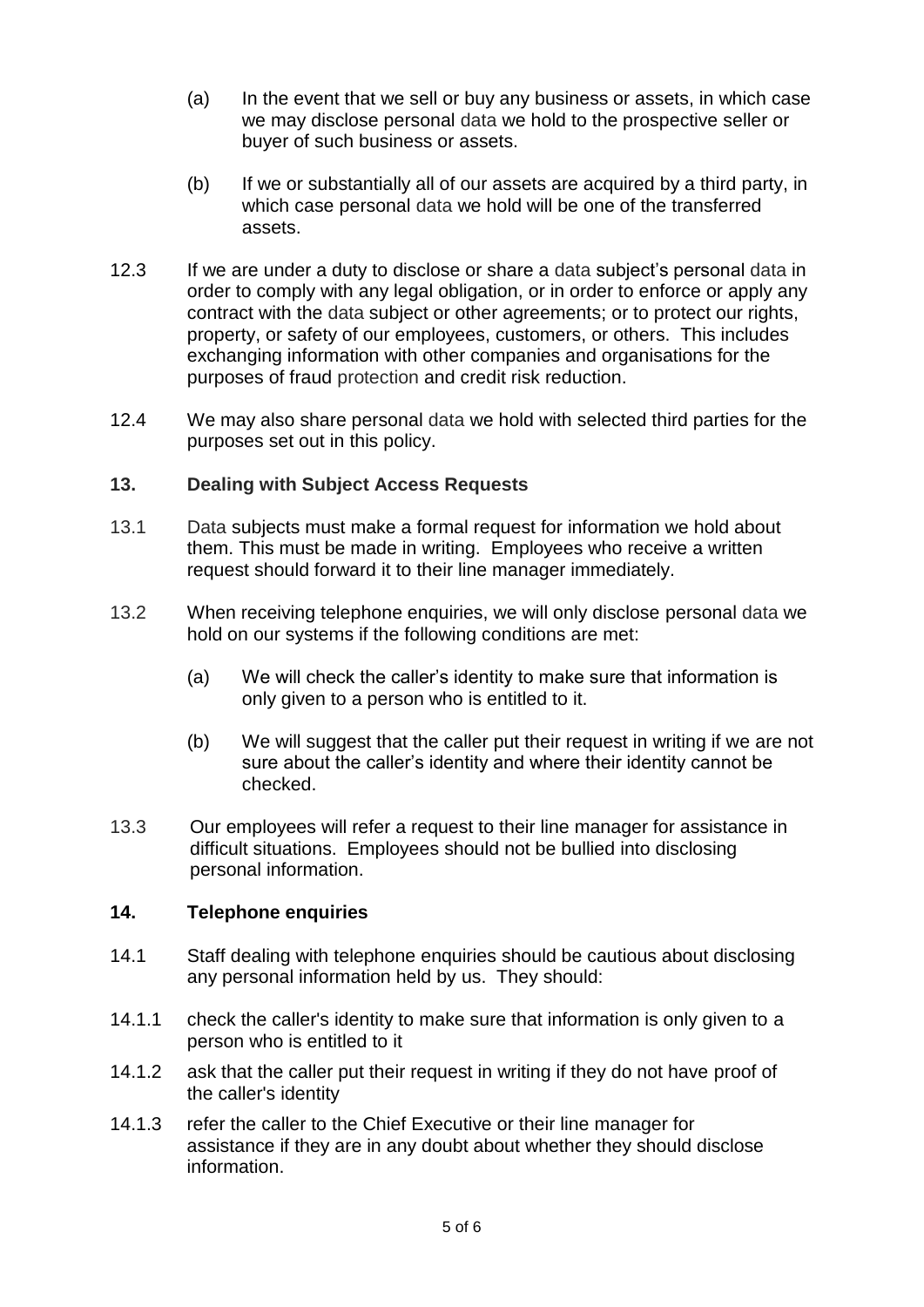(a) In the event that we sell or buy any business or assets, in which case we may disclose personal data we hold to the prospective seller or buyer of such business or assets.

(b) If we or substantially all of our assets are acquired by a third party, in which case personal data we hold will be one of the transferred assets.

12.3 If we are under a duty to disclose or share a data subject's personal data in order to comply with any legal obligation, or in order to enforce or apply any contract with the data subject or other agreements; or to protect our rights, property, or safety of our employees, customers, or others. This includes exchanging information with other companies and organisations for the purposes of fraud protection and credit risk reduction.

12.4 We may also share personal data we hold with selected third parties for the purposes set out in this policy.

## 13. Dealing with Subject Access Requests

13.1 Data subjects must make a formal request for information we hold about them. This must be made in writing. Employees who receive a written request should forward it to their line manager immediately.

13.2 When receiving telephone enquiries, we will only disclose personal data we hold on our systems if the following conditions are met:

(a) We will check the caller's identity to make sure that information is only given to a person who is entitled to it.

(b) We will suggest that the caller put their request in writing if we are not sure about the caller's identity and where their identity cannot be checked.

13.3 Our employees will refer a request to their line manager for assistance in difficult situations. Employees should not be bullied into disclosing personal information.

## 14. Telephone enquiries

14.1 Staff dealing with telephone enquiries should be cautious about disclosing any personal information held by us. They should:

14.1.1 check the caller's identity to make sure that information is only given to a person who is entitled to it

14.1.2 ask that the caller put their request in writing if they do not have proof of the caller's identity

14.1.3 refer the caller to the Chief Executive or their line manager for assistance if they are in any doubt about whether they should disclose information.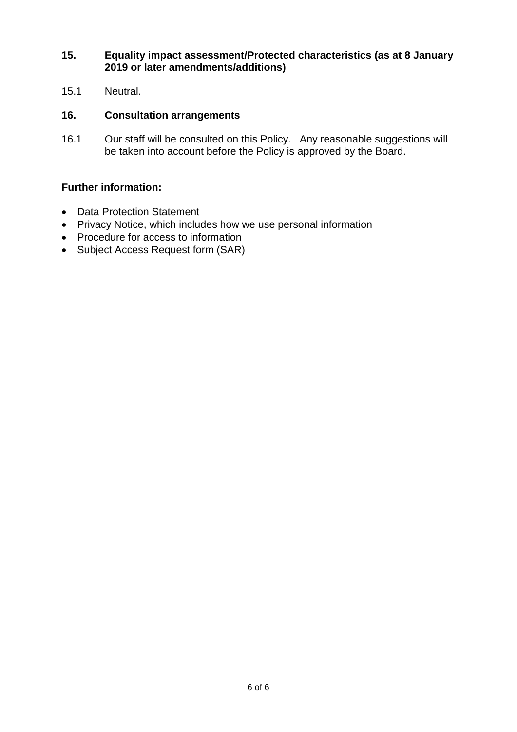## 15. Equality impact assessment/Protected characteristics (as at 8 January 2019 or later amendments/additions)

15.1 Neutral.

## 16. Consultation arrangements

16.1 Our staff will be consulted on this Policy. Any reasonable suggestions will be taken into account before the Policy is approved by the Board.

**Further information:**

- Data Protection Statement
- Privacy Notice, which includes how we use personal information
- Procedure for access to information
- Subject Access Request form (SAR)